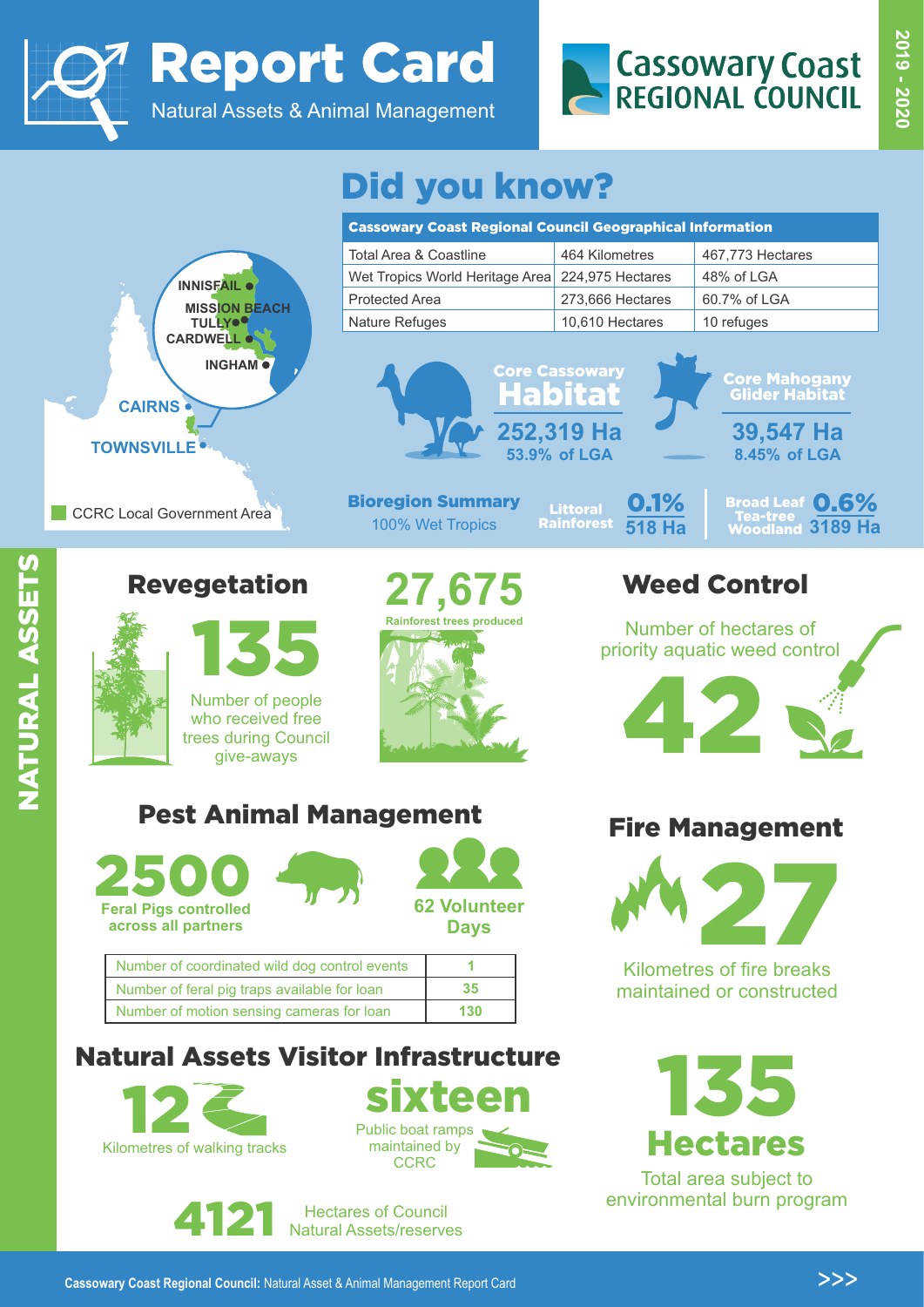# Report Card

Natural Assets & Animal Management

Cassowary Coast REGIONAL COUNCIL

2019 - 2020

## Did you know?

| Cassowary Coast Regional Council Geographical Information | | |
|---|---|---|
| Total Area & Coastline | 464 Kilometres | 467,773 Hectares |
| Wet Tropics World Heritage Area | 224,975 Hectares | 48% of LGA |
| Protected Area | 273,666 Hectares | 60.7% of LGA |
| Nature Refuges | 10,610 Hectares | 10 refuges |

INNISFAIL, MISSION BEACH, TULLY, CARDWELL, INGHAM, CAIRNS, TOWNSVILLE

CCRC Local Government Area

**Core Cassowary Habitat**
252,319 Ha
53.9% of LGA

**Core Mahogany Glider Habitat**
39,547 Ha
8.45% of LGA

**Bioregion Summary**
100% Wet Tropics

**Littoral Rainforest** 0.1% 518 Ha

**Broad Leaf Tea-tree Woodland** 0.6% 3189 Ha

# NATURAL ASSETS

## Revegetation

**135**
Number of people who received free trees during Council give-aways

**27,675**
Rainforest trees produced

## Weed Control

Number of hectares of priority aquatic weed control

**42**

## Pest Animal Management

**2500**
Feral Pigs controlled across all partners

**62 Volunteer Days**

| Number of coordinated wild dog control events | 1 |
|---|---|
| Number of feral pig traps available for loan | 35 |
| Number of motion sensing cameras for loan | 130 |

## Fire Management

**27**
Kilometres of fire breaks maintained or constructed

**135 Hectares**
Total area subject to environmental burn program

## Natural Assets Visitor Infrastructure

**12**
Kilometres of walking tracks

**sixteen**
Public boat ramps maintained by CCRC

**4121** Hectares of Council Natural Assets/reserves

**Cassowary Coast Regional Council:** Natural Asset & Animal Management Report Card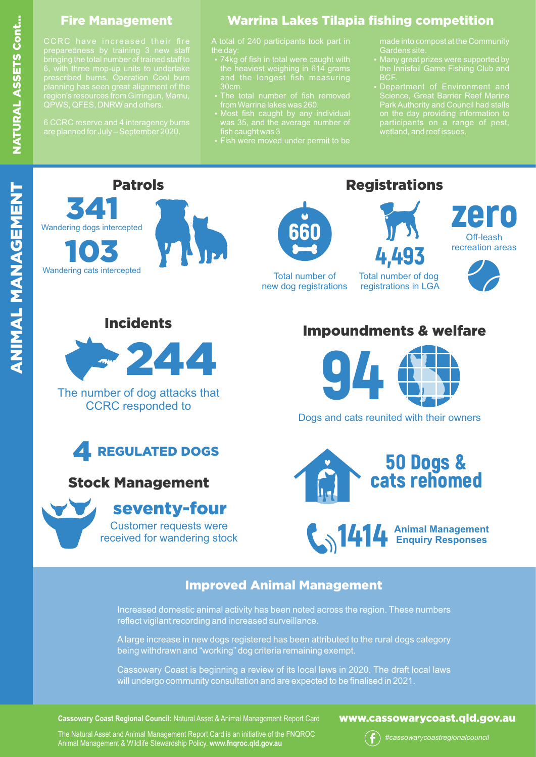NATURAL ASSETS Cont...

## Fire Management

CCRC have increased their fire preparedness by training 3 new staff bringing the total number of trained staff to 6, with three mop-up units to undertake prescribed burns. Operation Cool burn planning has seen great alignment of the region's resources from Girringun, Mamu, QPWS, QFES, DNRW and others.

6 CCRC reserve and 4 interagency burns are planned for July – September 2020.

## Warrina Lakes Tilapia fishing competition

A total of 240 participants took part in the day:

- 74kg of fish in total were caught with the heaviest weighing in 614 grams and the longest fish measuring 30cm.
- The total number of fish removed from Warrina lakes was 260.
- Most fish caught by any individual was 35, and the average number of fish caught was 3
- Fish were moved under permit to be made into compost at the Community Gardens site.
- Many great prizes were supported by the Innisfail Game Fishing Club and BCF.
- Department of Environment and Science, Great Barrier Reef Marine Park Authority and Council had stalls on the day providing information to participants on a range of pest, wetland, and reef issues.

# ANIMAL MANAGEMENT

## Patrols

**341**
Wandering dogs intercepted

**103**
Wandering cats intercepted

## Registrations

**660**
Total number of new dog registrations

**4,493**
Total number of dog registrations in LGA

**zero**
Off-leash recreation areas

## Incidents

**244**
The number of dog attacks that CCRC responded to

**4 REGULATED DOGS**

## Stock Management

**seventy-four**
Customer requests were received for wandering stock

## Impoundments & welfare

**94**
Dogs and cats reunited with their owners

**50 Dogs & cats rehomed**

**1414** Animal Management Enquiry Responses

## Improved Animal Management

Increased domestic animal activity has been noted across the region. These numbers reflect vigilant recording and increased surveillance.

A large increase in new dogs registered has been attributed to the rural dogs category being withdrawn and "working" dog criteria remaining exempt.

Cassowary Coast is beginning a review of its local laws in 2020. The draft local laws will undergo community consultation and are expected to be finalised in 2021.

**Cassowary Coast Regional Council:** Natural Asset & Animal Management Report Card

The Natural Asset and Animal Management Report Card is an initiative of the FNQROC Animal Management & Wildlife Stewardship Policy. **www.fnqroc.qld.gov.au**

**www.cassowarycoast.qld.gov.au**

*#cassowarycoastregionalcouncil*